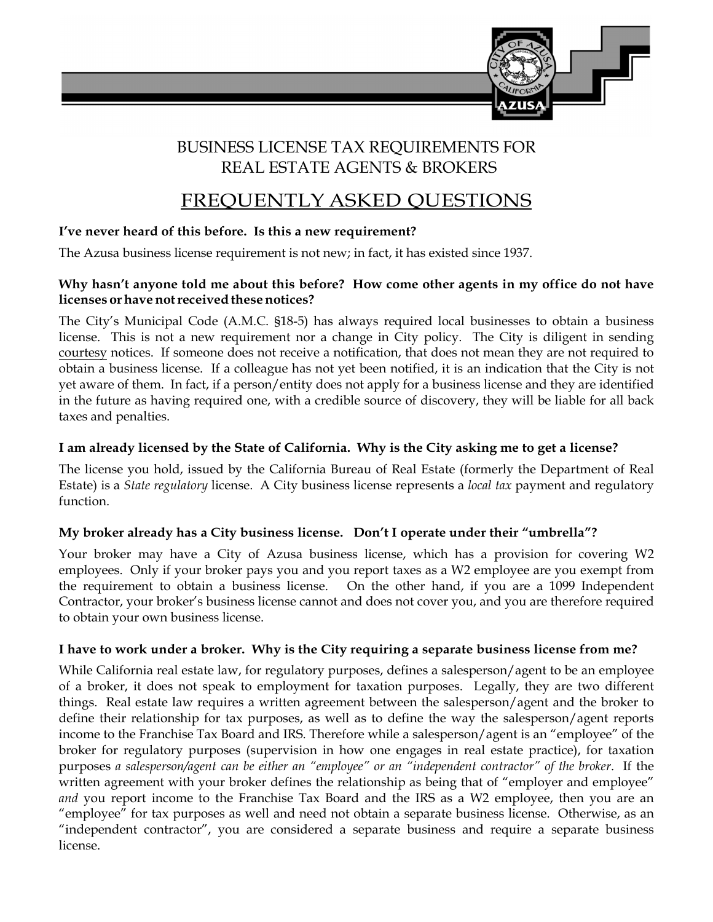# BUSINESS LICENSE TAX REQUIREMENTS FOR REAL ESTATE AGENTS & BROKERS

## FREQUENTLY ASKED QUESTIONS

**I've never heard of this before. Is this a new requirement?**

The Azusa business license requirement is not new; in fact, it has existed since 1937.

**Why hasn't anyone told me about this before? How come other agents in my office do not have licenses or have not received these notices?**

The City's Municipal Code (A.M.C. §18-5) has always required local businesses to obtain a business license. This is not a new requirement nor a change in City policy. The City is diligent in sending courtesy notices. If someone does not receive a notification, that does not mean they are not required to obtain a business license. If a colleague has not yet been notified, it is an indication that the City is not yet aware of them. In fact, if a person/entity does not apply for a business license and they are identified in the future as having required one, with a credible source of discovery, they will be liable for all back taxes and penalties.

**I am already licensed by the State of California. Why is the City asking me to get a license?**

The license you hold, issued by the California Bureau of Real Estate (formerly the Department of Real Estate) is a *State regulatory* license. A City business license represents a *local tax* payment and regulatory function.

**My broker already has a City business license. Don't I operate under their "umbrella"?**

Your broker may have a City of Azusa business license, which has a provision for covering W2 employees. Only if your broker pays you and you report taxes as a W2 employee are you exempt from the requirement to obtain a business license. On the other hand, if you are a 1099 Independent Contractor, your broker's business license cannot and does not cover you, and you are therefore required to obtain your own business license.

**I have to work under a broker. Why is the City requiring a separate business license from me?**

While California real estate law, for regulatory purposes, defines a salesperson/agent to be an employee of a broker, it does not speak to employment for taxation purposes. Legally, they are two different things. Real estate law requires a written agreement between the salesperson/agent and the broker to define their relationship for tax purposes, as well as to define the way the salesperson/agent reports income to the Franchise Tax Board and IRS. Therefore while a salesperson/agent is an "employee" of the broker for regulatory purposes (supervision in how one engages in real estate practice), for taxation purposes *a salesperson/agent can be either an "employee" or an "independent contractor" of the broker*. If the written agreement with your broker defines the relationship as being that of "employer and employee" *and* you report income to the Franchise Tax Board and the IRS as a W2 employee, then you are an "employee" for tax purposes as well and need not obtain a separate business license. Otherwise, as an "independent contractor", you are considered a separate business and require a separate business license.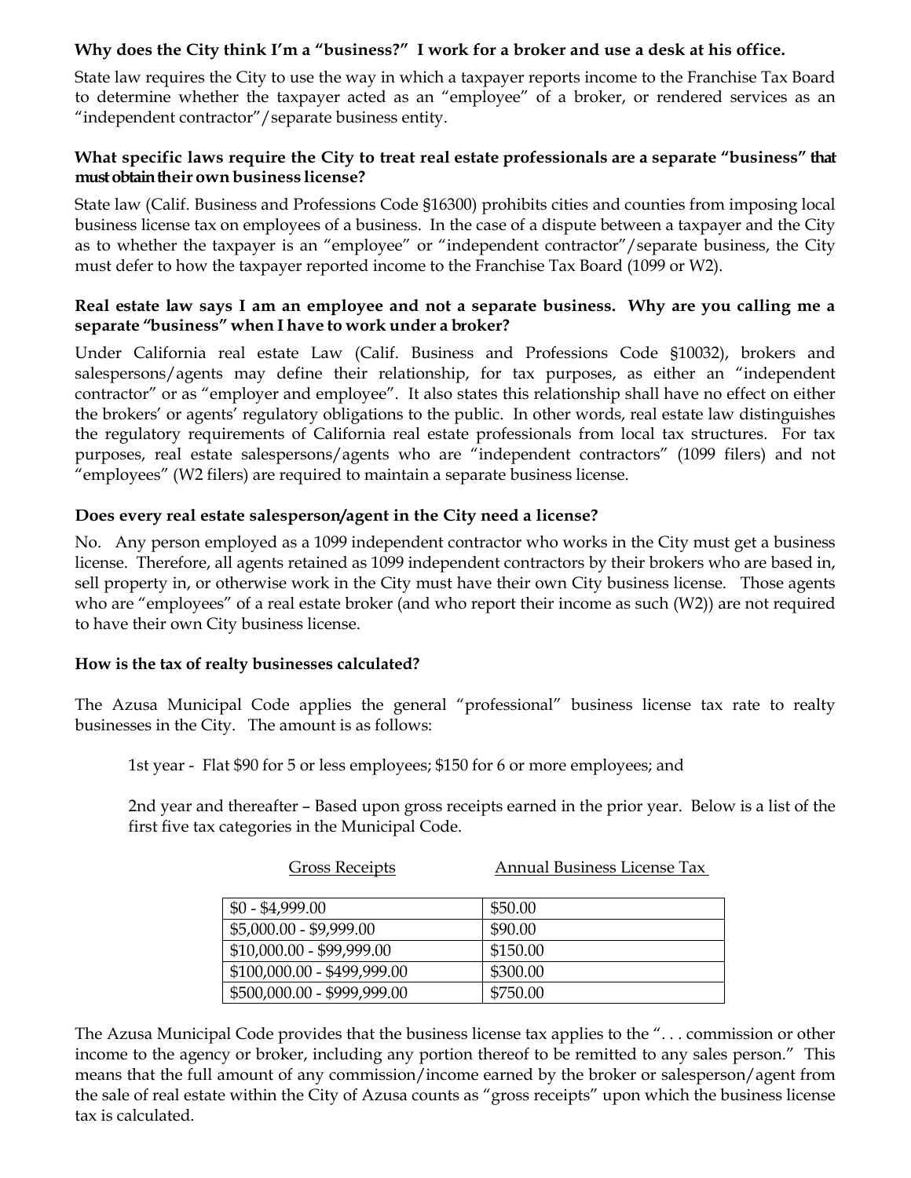**Why does the City think I'm a "business?" I work for a broker and use a desk at his office.**

State law requires the City to use the way in which a taxpayer reports income to the Franchise Tax Board to determine whether the taxpayer acted as an "employee" of a broker, or rendered services as an "independent contractor"/separate business entity.

**What specific laws require the City to treat real estate professionals are a separate "business" that must obtain their own business license?**

State law (Calif. Business and Professions Code §16300) prohibits cities and counties from imposing local business license tax on employees of a business. In the case of a dispute between a taxpayer and the City as to whether the taxpayer is an "employee" or "independent contractor"/separate business, the City must defer to how the taxpayer reported income to the Franchise Tax Board (1099 or W2).

**Real estate law says I am an employee and not a separate business. Why are you calling me a separate "business" when I have to work under a broker?**

Under California real estate Law (Calif. Business and Professions Code §10032), brokers and salespersons/agents may define their relationship, for tax purposes, as either an "independent contractor" or as "employer and employee". It also states this relationship shall have no effect on either the brokers' or agents' regulatory obligations to the public. In other words, real estate law distinguishes the regulatory requirements of California real estate professionals from local tax structures. For tax purposes, real estate salespersons/agents who are "independent contractors" (1099 filers) and not "employees" (W2 filers) are required to maintain a separate business license.

**Does every real estate salesperson/agent in the City need a license?**

No. Any person employed as a 1099 independent contractor who works in the City must get a business license. Therefore, all agents retained as 1099 independent contractors by their brokers who are based in, sell property in, or otherwise work in the City must have their own City business license. Those agents who are "employees" of a real estate broker (and who report their income as such (W2)) are not required to have their own City business license.

**How is the tax of realty businesses calculated?**

The Azusa Municipal Code applies the general "professional" business license tax rate to realty businesses in the City. The amount is as follows:

1st year - Flat $90 for 5 or less employees; $150 for 6 or more employees; and

2nd year and thereafter – Based upon gross receipts earned in the prior year. Below is a list of the first five tax categories in the Municipal Code.

| Gross Receipts | Annual Business License Tax |
|---|---|
| $0 - $4,999.00 | $50.00 |
| $5,000.00 - $9,999.00 | $90.00 |
| $10,000.00 - $99,999.00 | $150.00 |
| $100,000.00 - $499,999.00 | $300.00 |
| $500,000.00 - $999,999.00 | $750.00 |

The Azusa Municipal Code provides that the business license tax applies to the ". . . commission or other income to the agency or broker, including any portion thereof to be remitted to any sales person." This means that the full amount of any commission/income earned by the broker or salesperson/agent from the sale of real estate within the City of Azusa counts as "gross receipts" upon which the business license tax is calculated.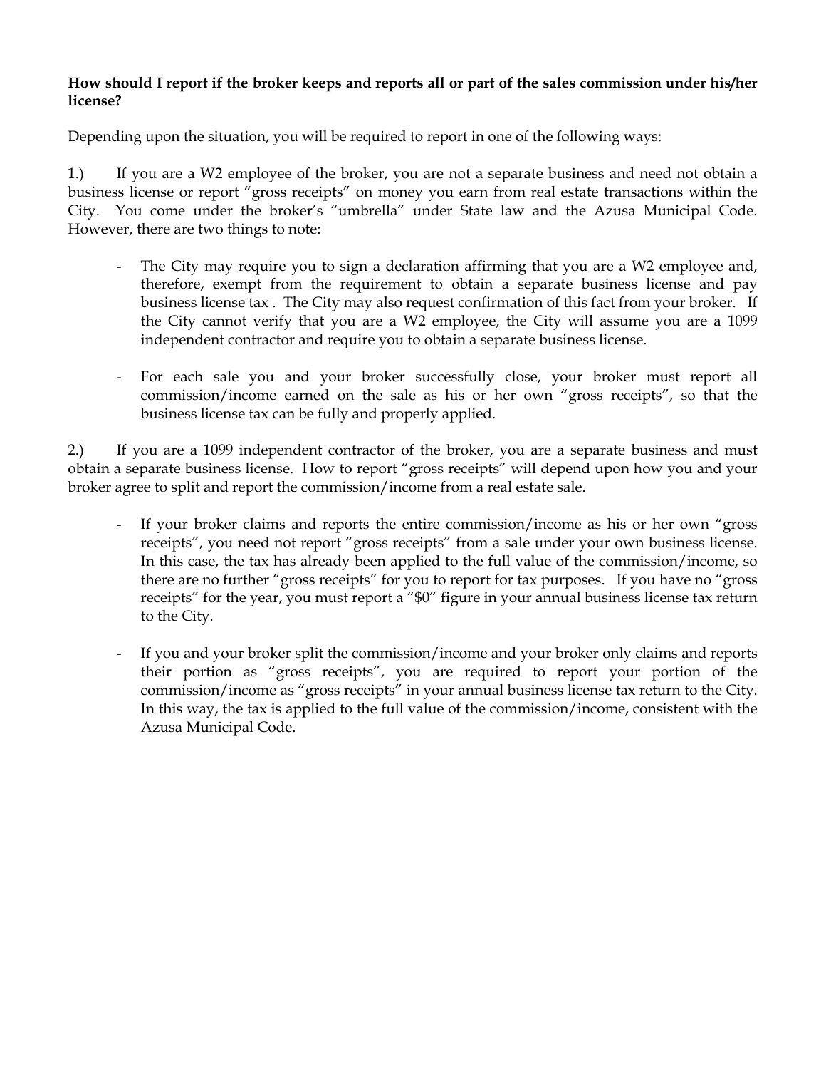**How should I report if the broker keeps and reports all or part of the sales commission under his/her license?**

Depending upon the situation, you will be required to report in one of the following ways:

1.) If you are a W2 employee of the broker, you are not a separate business and need not obtain a business license or report "gross receipts" on money you earn from real estate transactions within the City. You come under the broker's "umbrella" under State law and the Azusa Municipal Code. However, there are two things to note:

- The City may require you to sign a declaration affirming that you are a W2 employee and, therefore, exempt from the requirement to obtain a separate business license and pay business license tax . The City may also request confirmation of this fact from your broker. If the City cannot verify that you are a W2 employee, the City will assume you are a 1099 independent contractor and require you to obtain a separate business license.
- For each sale you and your broker successfully close, your broker must report all commission/income earned on the sale as his or her own "gross receipts", so that the business license tax can be fully and properly applied.

2.) If you are a 1099 independent contractor of the broker, you are a separate business and must obtain a separate business license. How to report "gross receipts" will depend upon how you and your broker agree to split and report the commission/income from a real estate sale.

- If your broker claims and reports the entire commission/income as his or her own "gross receipts", you need not report "gross receipts" from a sale under your own business license. In this case, the tax has already been applied to the full value of the commission/income, so there are no further "gross receipts" for you to report for tax purposes. If you have no "gross receipts" for the year, you must report a "$0" figure in your annual business license tax return to the City.
- If you and your broker split the commission/income and your broker only claims and reports their portion as "gross receipts", you are required to report your portion of the commission/income as "gross receipts" in your annual business license tax return to the City. In this way, the tax is applied to the full value of the commission/income, consistent with the Azusa Municipal Code.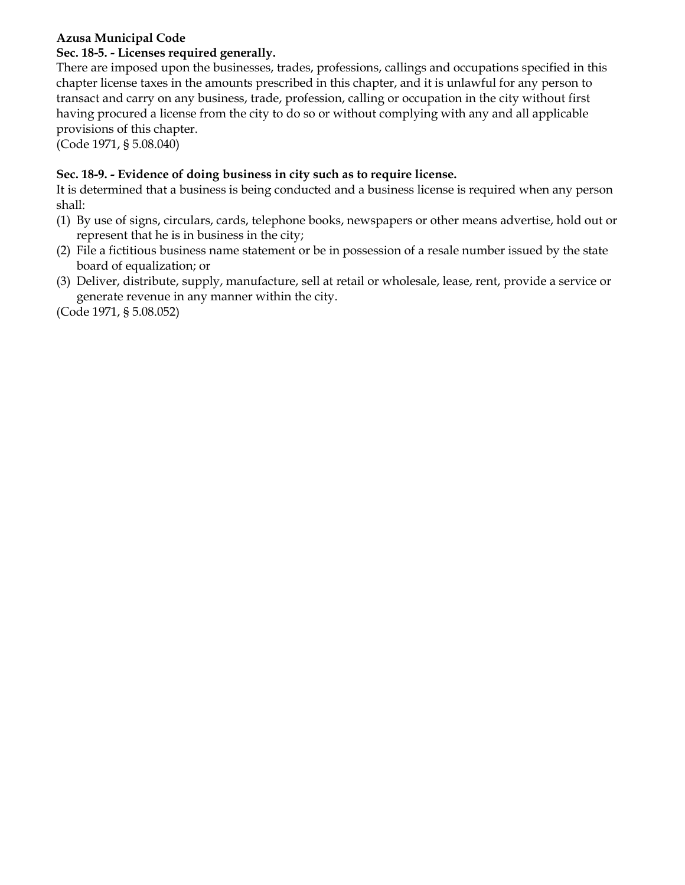**Azusa Municipal Code**

**Sec. 18-5. - Licenses required generally.**

There are imposed upon the businesses, trades, professions, callings and occupations specified in this chapter license taxes in the amounts prescribed in this chapter, and it is unlawful for any person to transact and carry on any business, trade, profession, calling or occupation in the city without first having procured a license from the city to do so or without complying with any and all applicable provisions of this chapter.

(Code 1971, § 5.08.040)

**Sec. 18-9. - Evidence of doing business in city such as to require license.**

It is determined that a business is being conducted and a business license is required when any person shall:

(1) By use of signs, circulars, cards, telephone books, newspapers or other means advertise, hold out or represent that he is in business in the city;

(2) File a fictitious business name statement or be in possession of a resale number issued by the state board of equalization; or

(3) Deliver, distribute, supply, manufacture, sell at retail or wholesale, lease, rent, provide a service or generate revenue in any manner within the city.

(Code 1971, § 5.08.052)